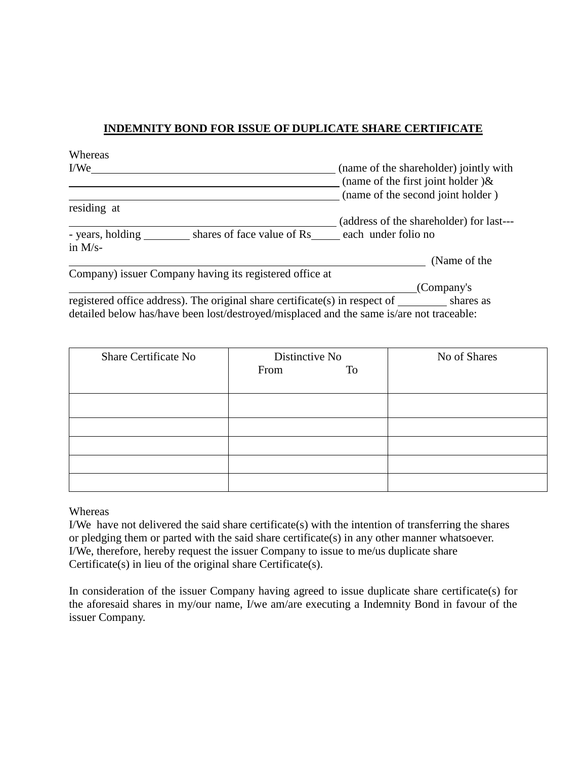**INDEMNITY BOND FOR ISSUE OF DUPLICATE SHARE CERTIFICATE**

Whereas
I/We\_\_\_\_\_\_\_\_\_\_\_\_\_\_\_\_\_\_\_\_\_\_\_\_\_\_\_\_\_\_\_\_\_\_\_\_\_\_\_\_\_\_ (name of the shareholder) jointly with
\_\_\_\_\_\_\_\_\_\_\_\_\_\_\_\_\_\_\_\_\_\_\_\_\_\_\_\_\_\_\_\_\_\_\_\_\_\_\_\_\_\_\_\_\_\_ (name of the first joint holder )&
\_\_\_\_\_\_\_\_\_\_\_\_\_\_\_\_\_\_\_\_\_\_\_\_\_\_\_\_\_\_\_\_\_\_\_\_\_\_\_\_\_\_\_\_\_\_ (name of the second joint holder )
residing at
\_\_\_\_\_\_\_\_\_\_\_\_\_\_\_\_\_\_\_\_\_\_\_\_\_\_\_\_\_\_\_\_\_\_\_\_\_\_\_\_\_\_\_\_\_\_ (address of the shareholder) for last----- years, holding \_\_\_\_\_\_\_\_ shares of face value of Rs\_\_\_\_\_ each under folio no
in M/s-
\_\_\_\_\_\_\_\_\_\_\_\_\_\_\_\_\_\_\_\_\_\_\_\_\_\_\_\_\_\_\_\_\_\_\_\_\_\_\_\_\_\_\_\_\_\_\_\_\_\_\_\_\_\_\_\_\_\_\_\_ (Name of the Company) issuer Company having its registered office at
\_\_\_\_\_\_\_\_\_\_\_\_\_\_\_\_\_\_\_\_\_\_\_\_\_\_\_\_\_\_\_\_\_\_\_\_\_\_\_\_\_\_\_\_\_\_\_\_\_\_\_\_\_\_\_\_\_\_\_\_(Company's registered office address). The original share certificate(s) in respect of \_\_\_\_\_\_\_\_ shares as detailed below has/have been lost/destroyed/misplaced and the same is/are not traceable:

| Share Certificate No | Distinctive No<br>From To | No of Shares |
|---|---|---|
| | | |
| | | |
| | | |
| | | |
| | | |

Whereas
I/We have not delivered the said share certificate(s) with the intention of transferring the shares or pledging them or parted with the said share certificate(s) in any other manner whatsoever.
I/We, therefore, hereby request the issuer Company to issue to me/us duplicate share Certificate(s) in lieu of the original share Certificate(s).

In consideration of the issuer Company having agreed to issue duplicate share certificate(s) for the aforesaid shares in my/our name, I/we am/are executing a Indemnity Bond in favour of the issuer Company.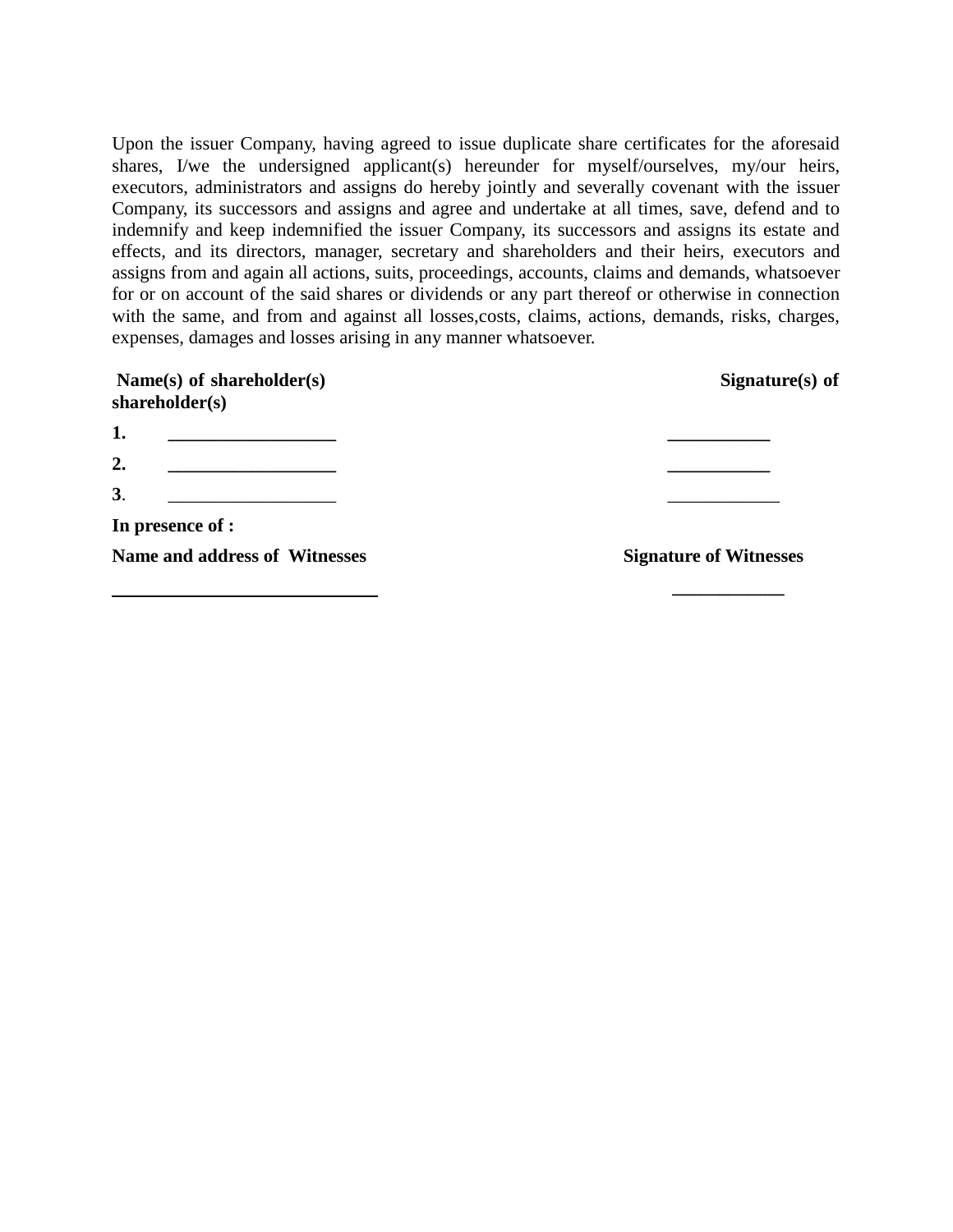Upon the issuer Company, having agreed to issue duplicate share certificates for the aforesaid shares, I/we the undersigned applicant(s) hereunder for myself/ourselves, my/our heirs, executors, administrators and assigns do hereby jointly and severally covenant with the issuer Company, its successors and assigns and agree and undertake at all times, save, defend and to indemnify and keep indemnified the issuer Company, its successors and assigns its estate and effects, and its directors, manager, secretary and shareholders and their heirs, executors and assigns from and again all actions, suits, proceedings, accounts, claims and demands, whatsoever for or on account of the said shares or dividends or any part thereof or otherwise in connection with the same, and from and against all losses,costs, claims, actions, demands, risks, charges, expenses, damages and losses arising in any manner whatsoever.

| **Name(s) of shareholder(s)** | **Signature(s) of shareholder(s)** |
| --- | --- |
| **1.** __________________ | ___________ |
| **2.** __________________ | ___________ |
| **3**. __________________ | ____________ |

**In presence of :**

| **Name and address of Witnesses** | **Signature of Witnesses** |
| --- | --- |
| ____________________________ | ____________ |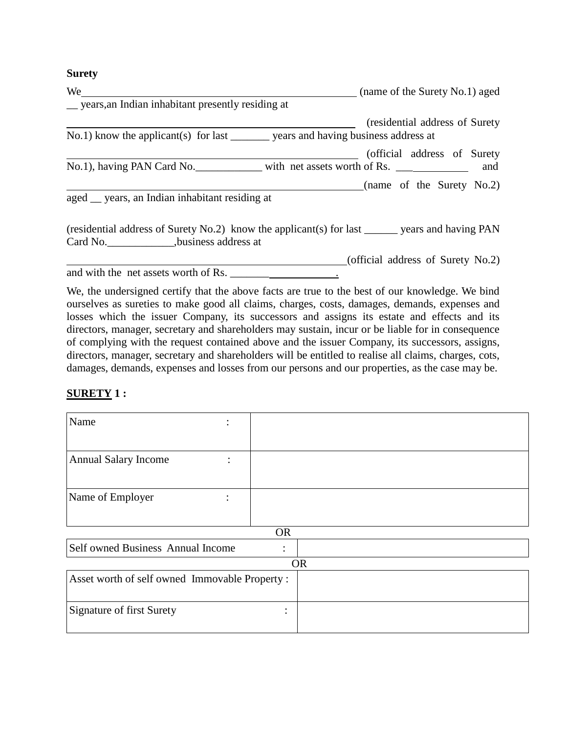**Surety**

We\_\_\_\_\_\_\_\_\_\_\_\_\_\_\_\_\_\_\_\_\_\_\_\_\_\_\_\_\_\_\_\_\_\_\_\_\_\_\_\_\_\_\_\_\_\_\_\_\_\_\_ (name of the Surety No.1) aged \_\_ years,an Indian inhabitant presently residing at

\_\_\_\_\_\_\_\_\_\_\_\_\_\_\_\_\_\_\_\_\_\_\_\_\_\_\_\_\_\_\_\_\_\_\_\_\_\_\_\_\_\_\_\_\_\_\_\_\_\_\_\_\_ (residential address of Surety No.1) know the applicant(s) for last \_\_\_\_\_\_\_ years and having business address at

\_\_\_\_\_\_\_\_\_\_\_\_\_\_\_\_\_\_\_\_\_\_\_\_\_\_\_\_\_\_\_\_\_\_\_\_\_\_\_\_\_\_\_\_\_\_\_\_\_\_\_\_\_ (official address of Surety No.1), having PAN Card No.\_\_\_\_\_\_\_\_\_\_\_\_ with net assets worth of Rs. \_\_\_\_\_\_\_\_\_\_\_\_\_ and

\_\_\_\_\_\_\_\_\_\_\_\_\_\_\_\_\_\_\_\_\_\_\_\_\_\_\_\_\_\_\_\_\_\_\_\_\_\_\_\_\_\_\_\_\_\_\_\_\_\_\_\_\_\_\_\_(name of the Surety No.2) aged \_\_ years, an Indian inhabitant residing at

(residential address of Surety No.2) know the applicant(s) for last \_\_\_\_\_\_ years and having PAN Card No.\_\_\_\_\_\_\_\_\_\_\_\_,business address at

\_\_\_\_\_\_\_\_\_\_\_\_\_\_\_\_\_\_\_\_\_\_\_\_\_\_\_\_\_\_\_\_\_\_\_\_\_\_\_\_\_\_\_\_\_\_\_\_\_\_\_\_\_(official address of Surety No.2) and with the net assets worth of Rs. \_\_\_\_\_\_\_\_\_\_\_\_\_\_\_\_\_\_\_\_.

We, the undersigned certify that the above facts are true to the best of our knowledge. We bind ourselves as sureties to make good all claims, charges, costs, damages, demands, expenses and losses which the issuer Company, its successors and assigns its estate and effects and its directors, manager, secretary and shareholders may sustain, incur or be liable for in consequence of complying with the request contained above and the issuer Company, its successors, assigns, directors, manager, secretary and shareholders will be entitled to realise all claims, charges, cots, damages, demands, expenses and losses from our persons and our properties, as the case may be.

**SURETY 1 :**

| | |
|---|---|
| Name : | |
| Annual Salary Income : | |
| Name of Employer : | |

OR

| | |
|---|---|
| Self owned Business Annual Income : | |

OR

| | |
|---|---|
| Asset worth of self owned Immovable Property : | |
| Signature of first Surety : | |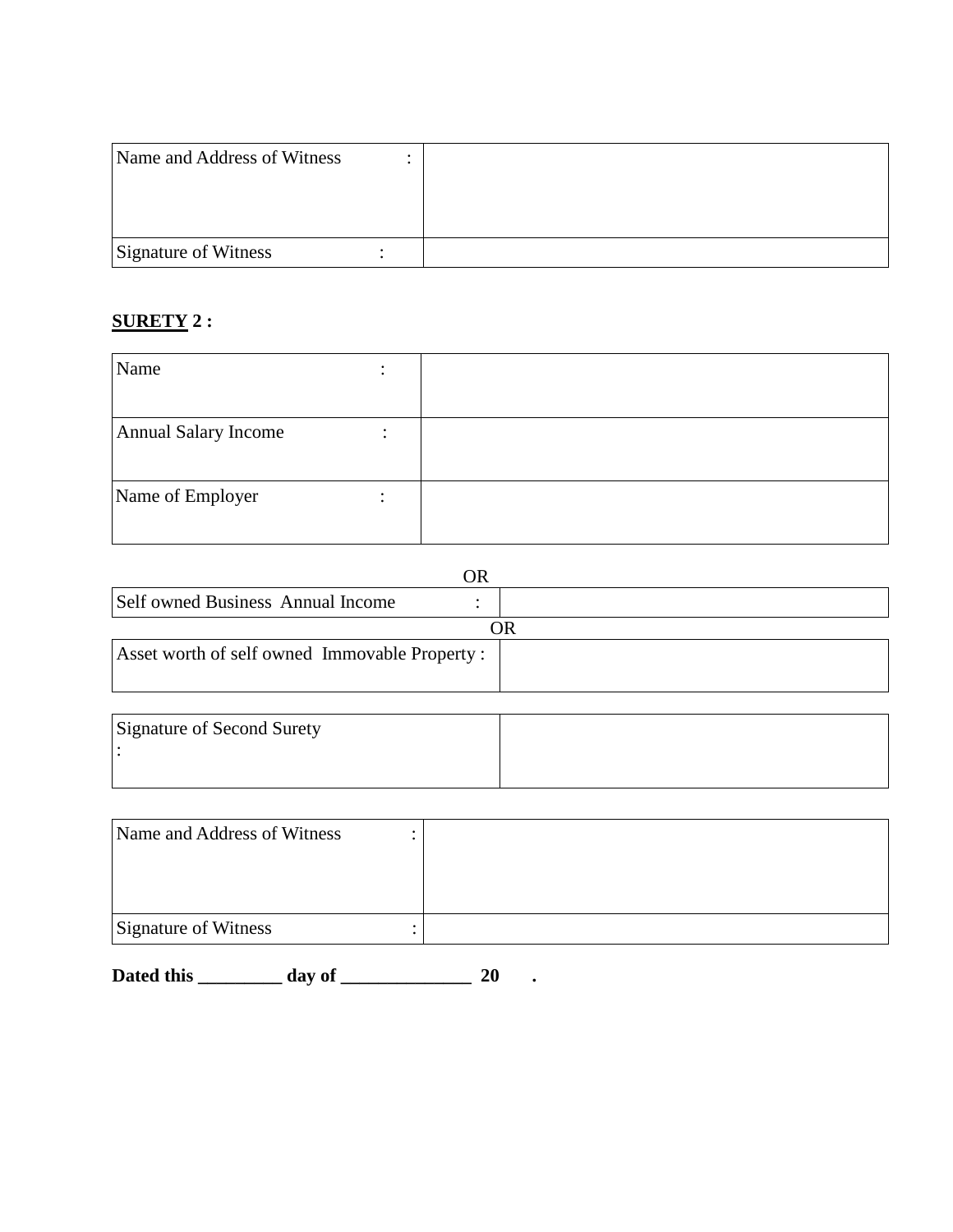| | |
|---|---|
| Name and Address of Witness : | |
| Signature of Witness : | |

**<u>SURETY</u> 2 :**

| | |
|---|---|
| Name : | |
| Annual Salary Income : | |
| Name of Employer : | |

OR

| | |
|---|---|
| Self owned Business Annual Income : | |

OR

| | |
|---|---|
| Asset worth of self owned Immovable Property : | |

| | |
|---|---|
| Signature of Second Surety : | |

| | |
|---|---|
| Name and Address of Witness : | |
| Signature of Witness : | |

**Dated this _________ day of ______________ 20 .**